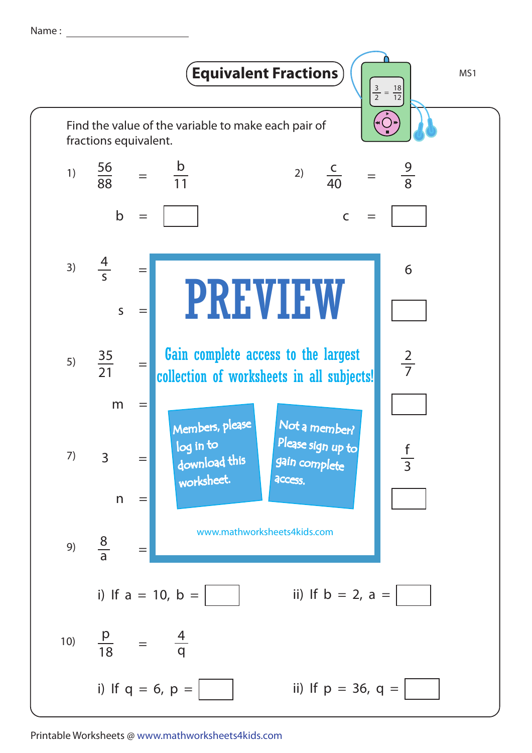Name : ____________________

# Equivalent Fractions

MS1

Find the value of the variable to make each pair of fractions equivalent.

1) $\frac{56}{88} = \frac{b}{11}$

b = ☐

2) $\frac{c}{40} = \frac{9}{8}$

c = ☐

3) $\frac{4}{s} =$ 6

s = ☐ ☐

5) $\frac{35}{21} =$ $\frac{2}{7}$

m = ☐ ☐

7) 3 = $\frac{f}{3}$

n = ☐ ☐

9) $\frac{8}{a} =$

i) If a = 10, b = ☐ ii) If b = 2, a = ☐

10) $\frac{p}{18} = \frac{4}{q}$

i) If q = 6, p = ☐ ii) If p = 36, q = ☐

**PREVIEW**

Gain complete access to the largest collection of worksheets in all subjects!

Members, please log in to download this worksheet.

Not a member? Please sign up to gain complete access.

www.mathworksheets4kids.com

Printable Worksheets @ www.mathworksheets4kids.com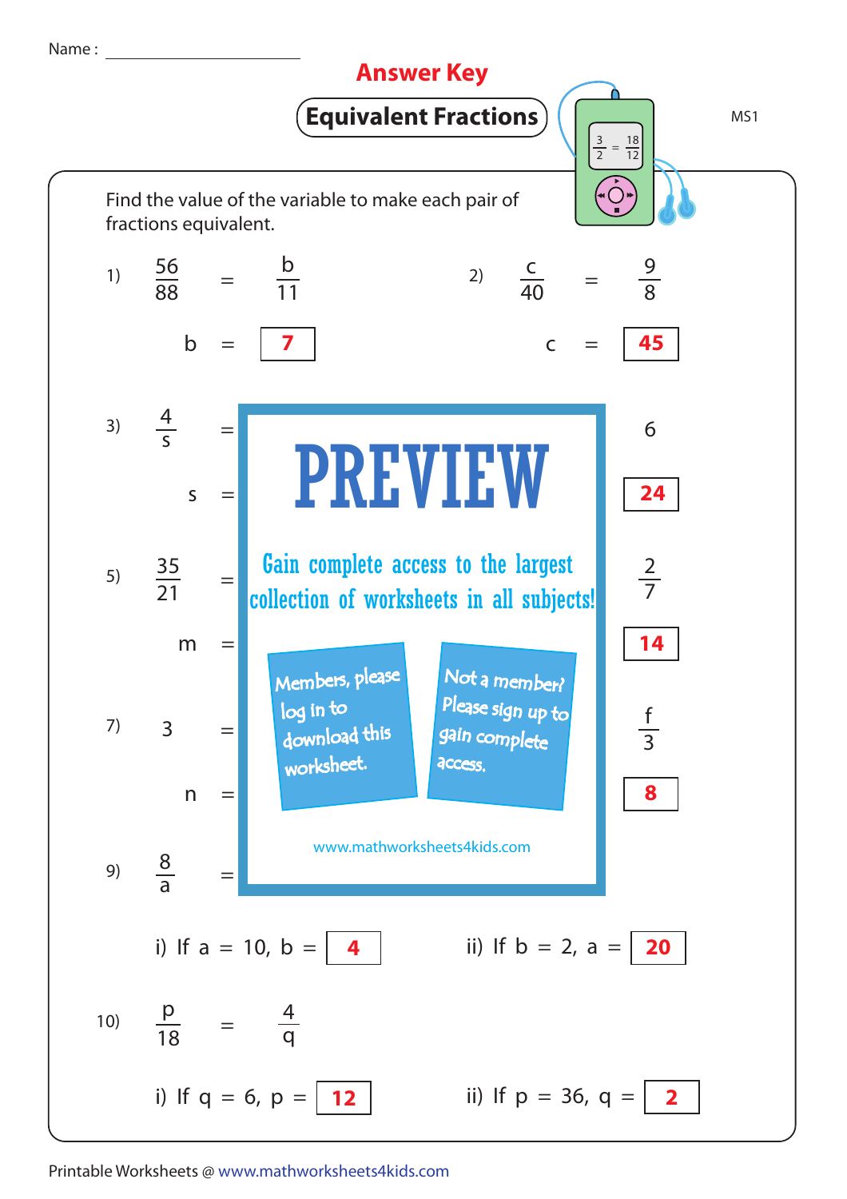Name : ____________________

**Answer Key**

# Equivalent Fractions

MS1

Find the value of the variable to make each pair of fractions equivalent.

1) $\frac{56}{88} = \frac{b}{11}$

b = **7**

2) $\frac{c}{40} = \frac{9}{8}$

c = **45**

3) $\frac{4}{s} =$ 6

s = **24**

PREVIEW

Gain complete access to the largest collection of worksheets in all subjects!

Members, please log in to download this worksheet.

Not a member? Please sign up to gain complete access.

www.mathworksheets4kids.com

5) $\frac{35}{21} =$ $\frac{2}{7}$

m = **14**

7) 3 = $\frac{f}{3}$

n = **8**

9) $\frac{8}{a} =$

i) If a = 10, b = **4**

ii) If b = 2, a = **20**

10) $\frac{p}{18} = \frac{4}{q}$

i) If q = 6, p = **12**

ii) If p = 36, q = **2**

Printable Worksheets @ www.mathworksheets4kids.com